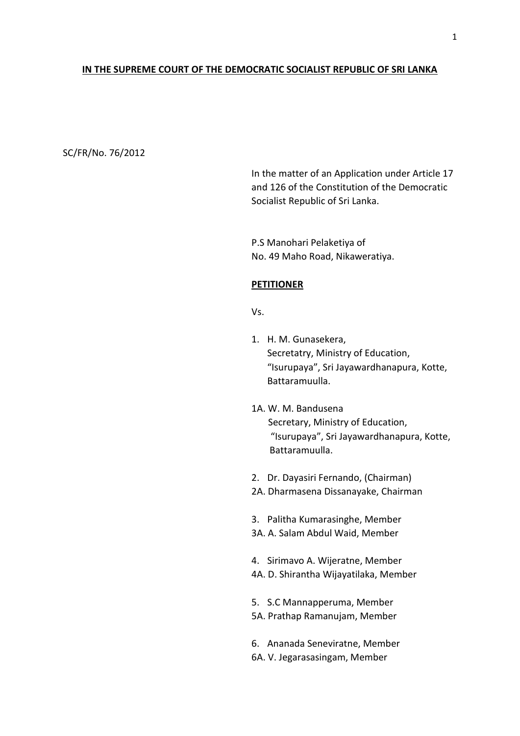**IN THE SUPREME COURT OF THE DEMOCRATIC SOCIALIST REPUBLIC OF SRI LANKA**

SC/FR/No. 76/2012

In the matter of an Application under Article 17 and 126 of the Constitution of the Democratic Socialist Republic of Sri Lanka.

P.S Manohari Pelaketiya of
No. 49 Maho Road, Nikaweratiya.

**PETITIONER**

Vs.

1. H. M. Gunasekera,
   Secretatry, Ministry of Education,
   "Isurupaya", Sri Jayawardhanapura, Kotte,
   Battaramuulla.

1A. W. M. Bandusena
   Secretary, Ministry of Education,
   "Isurupaya", Sri Jayawardhanapura, Kotte,
   Battaramuulla.

2. Dr. Dayasiri Fernando, (Chairman)

2A. Dharmasena Dissanayake, Chairman

3. Palitha Kumarasinghe, Member

3A. A. Salam Abdul Waid, Member

4. Sirimavo A. Wijeratne, Member

4A. D. Shirantha Wijayatilaka, Member

5. S.C Mannapperuma, Member

5A. Prathap Ramanujam, Member

6. Ananada Seneviratne, Member

6A. V. Jegarasasingam, Member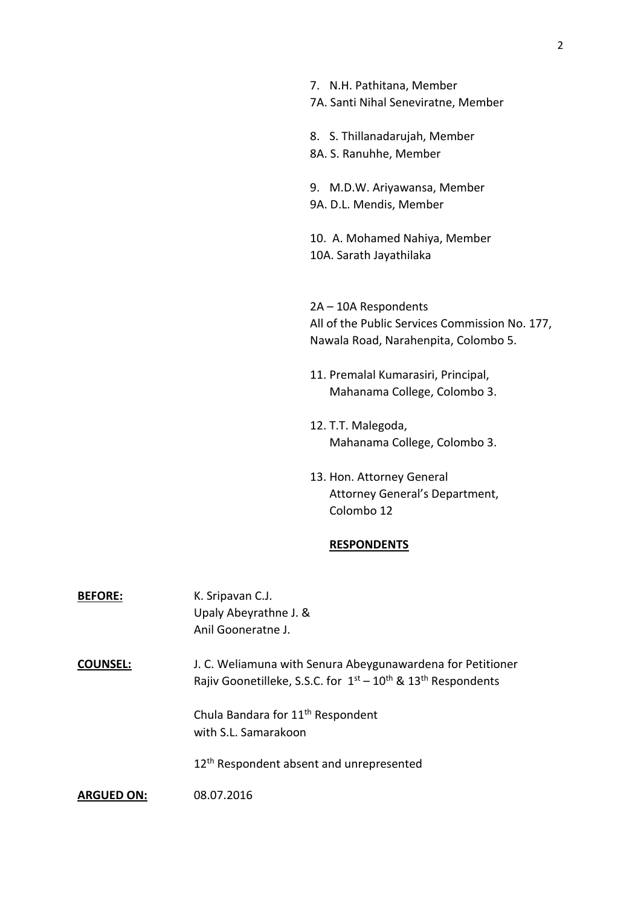7. N.H. Pathitana, Member
7A. Santi Nihal Seneviratne, Member

8. S. Thillanadarujah, Member
8A. S. Ranuhhe, Member

9. M.D.W. Ariyawansa, Member
9A. D.L. Mendis, Member

10. A. Mohamed Nahiya, Member
10A. Sarath Jayathilaka

2A – 10A Respondents
All of the Public Services Commission No. 177, Nawala Road, Narahenpita, Colombo 5.

11. Premalal Kumarasiri, Principal,
Mahanama College, Colombo 3.

12. T.T. Malegoda,
Mahanama College, Colombo 3.

13. Hon. Attorney General
Attorney General's Department,
Colombo 12

**RESPONDENTS**

**BEFORE:** K. Sripavan C.J.
Upaly Abeyrathne J. &
Anil Gooneratne J.

**COUNSEL:** J. C. Weliamuna with Senura Abeygunawardena for Petitioner
Rajiv Goonetilleke, S.S.C. for 1st – 10th & 13th Respondents

Chula Bandara for 11th Respondent
with S.L. Samarakoon

12th Respondent absent and unrepresented

**ARGUED ON:** 08.07.2016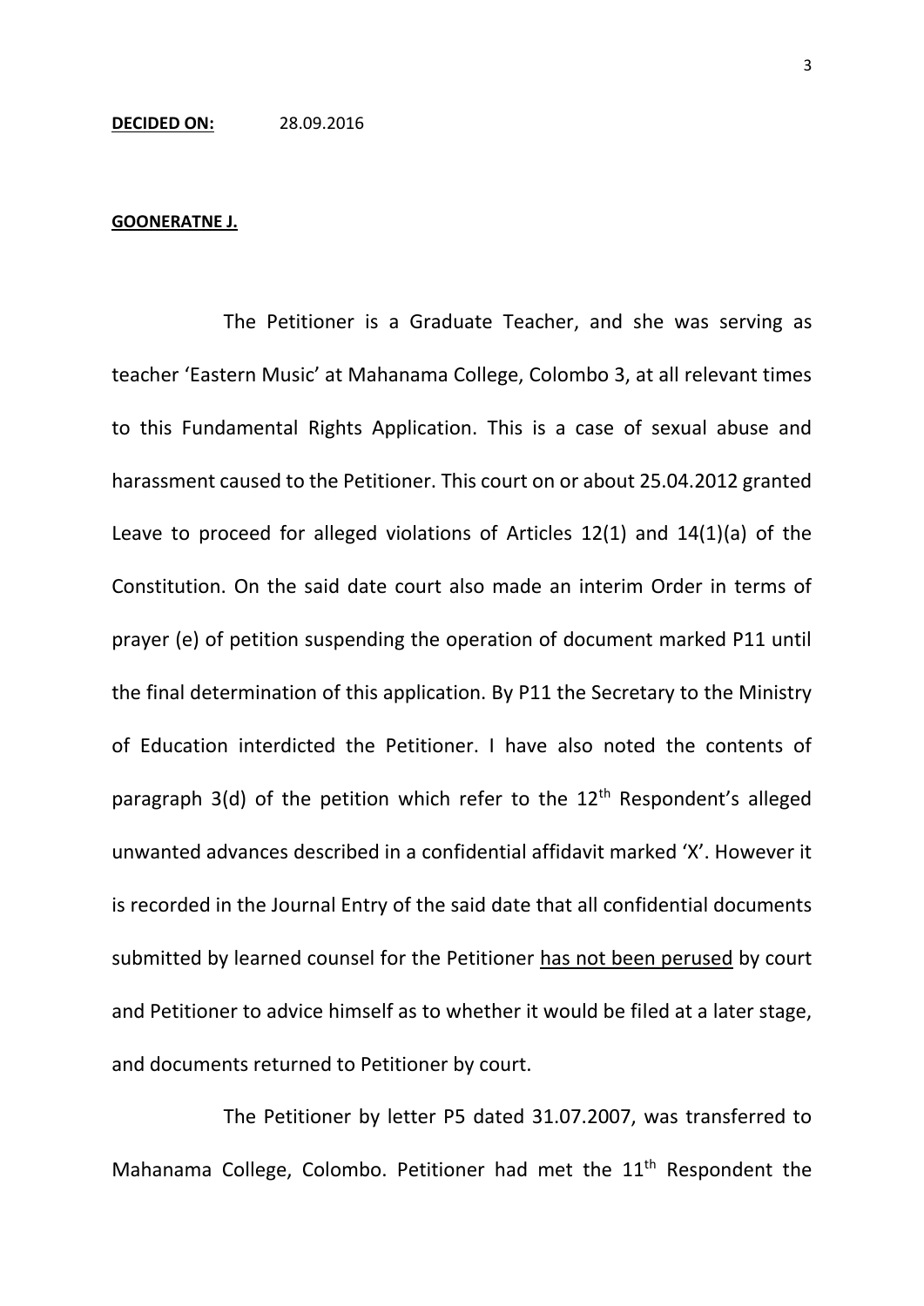**DECIDED ON:** 28.09.2016

**GOONERATNE J.**

The Petitioner is a Graduate Teacher, and she was serving as teacher 'Eastern Music' at Mahanama College, Colombo 3, at all relevant times to this Fundamental Rights Application. This is a case of sexual abuse and harassment caused to the Petitioner. This court on or about 25.04.2012 granted Leave to proceed for alleged violations of Articles 12(1) and 14(1)(a) of the Constitution. On the said date court also made an interim Order in terms of prayer (e) of petition suspending the operation of document marked P11 until the final determination of this application. By P11 the Secretary to the Ministry of Education interdicted the Petitioner. I have also noted the contents of paragraph 3(d) of the petition which refer to the 12th Respondent's alleged unwanted advances described in a confidential affidavit marked 'X'. However it is recorded in the Journal Entry of the said date that all confidential documents submitted by learned counsel for the Petitioner <u>has not been perused</u> by court and Petitioner to advice himself as to whether it would be filed at a later stage, and documents returned to Petitioner by court.

The Petitioner by letter P5 dated 31.07.2007, was transferred to Mahanama College, Colombo. Petitioner had met the 11th Respondent the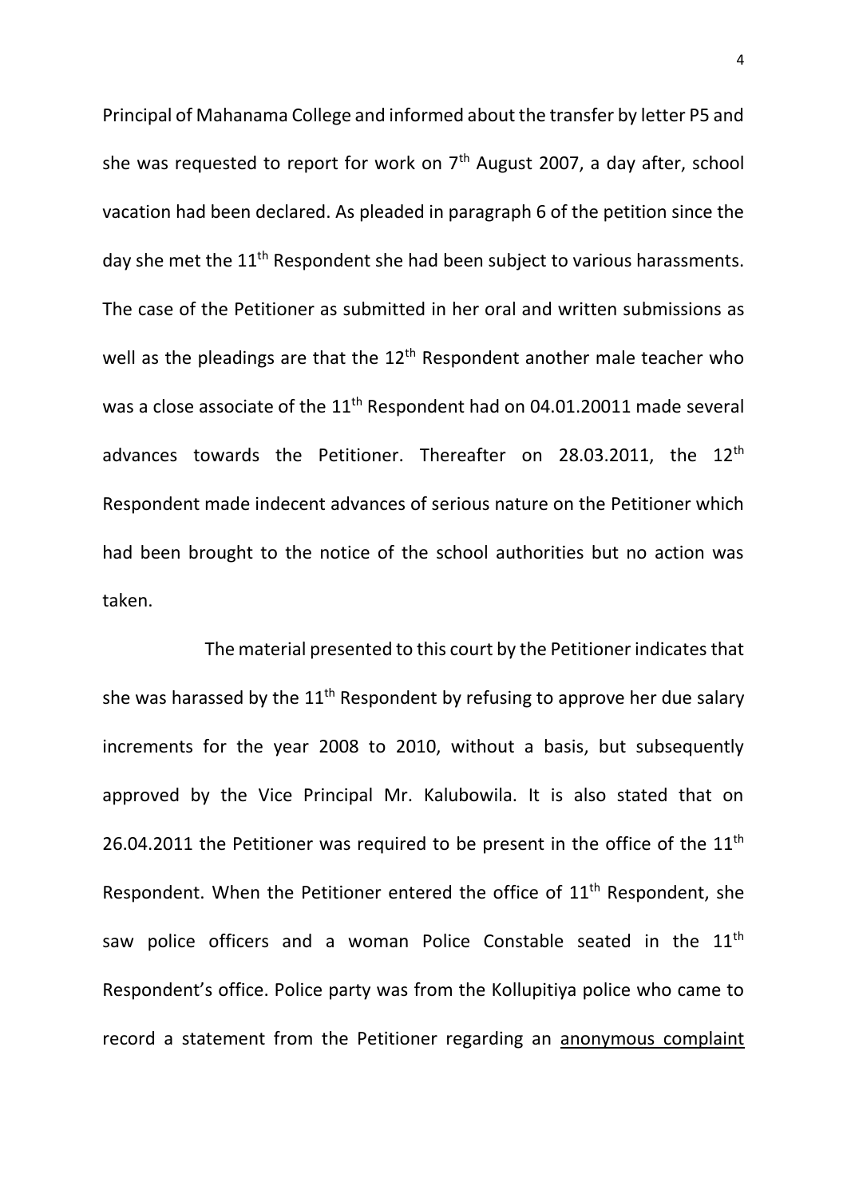Principal of Mahanama College and informed about the transfer by letter P5 and she was requested to report for work on 7th August 2007, a day after, school vacation had been declared. As pleaded in paragraph 6 of the petition since the day she met the 11th Respondent she had been subject to various harassments. The case of the Petitioner as submitted in her oral and written submissions as well as the pleadings are that the 12th Respondent another male teacher who was a close associate of the 11th Respondent had on 04.01.20011 made several advances towards the Petitioner. Thereafter on 28.03.2011, the 12th Respondent made indecent advances of serious nature on the Petitioner which had been brought to the notice of the school authorities but no action was taken.

The material presented to this court by the Petitioner indicates that she was harassed by the 11th Respondent by refusing to approve her due salary increments for the year 2008 to 2010, without a basis, but subsequently approved by the Vice Principal Mr. Kalubowila. It is also stated that on 26.04.2011 the Petitioner was required to be present in the office of the 11th Respondent. When the Petitioner entered the office of 11th Respondent, she saw police officers and a woman Police Constable seated in the 11th Respondent's office. Police party was from the Kollupitiya police who came to record a statement from the Petitioner regarding an anonymous complaint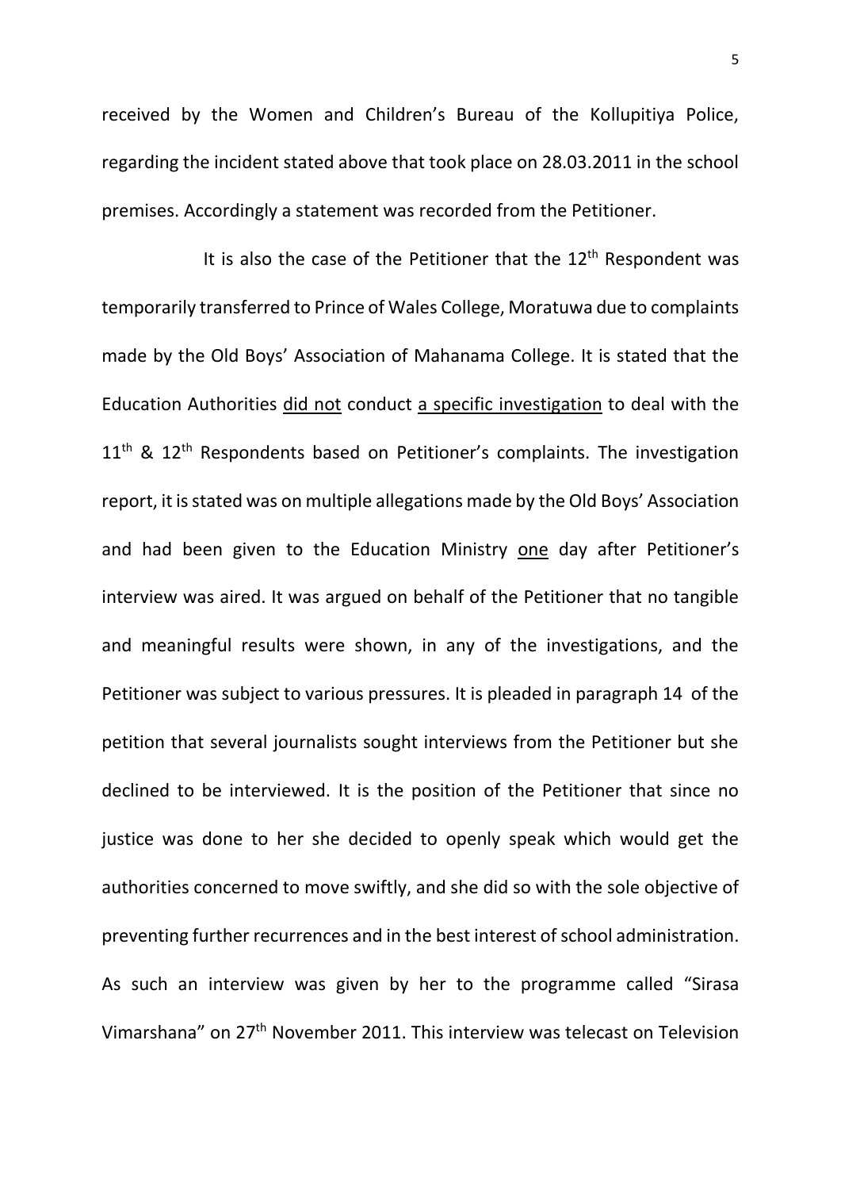received by the Women and Children's Bureau of the Kollupitiya Police, regarding the incident stated above that took place on 28.03.2011 in the school premises. Accordingly a statement was recorded from the Petitioner.

It is also the case of the Petitioner that the 12th Respondent was temporarily transferred to Prince of Wales College, Moratuwa due to complaints made by the Old Boys' Association of Mahanama College. It is stated that the Education Authorities <u>did not</u> conduct <u>a specific investigation</u> to deal with the 11th & 12th Respondents based on Petitioner's complaints. The investigation report, it is stated was on multiple allegations made by the Old Boys' Association and had been given to the Education Ministry <u>one</u> day after Petitioner's interview was aired. It was argued on behalf of the Petitioner that no tangible and meaningful results were shown, in any of the investigations, and the Petitioner was subject to various pressures. It is pleaded in paragraph 14 of the petition that several journalists sought interviews from the Petitioner but she declined to be interviewed. It is the position of the Petitioner that since no justice was done to her she decided to openly speak which would get the authorities concerned to move swiftly, and she did so with the sole objective of preventing further recurrences and in the best interest of school administration. As such an interview was given by her to the programme called "Sirasa Vimarshana" on 27th November 2011. This interview was telecast on Television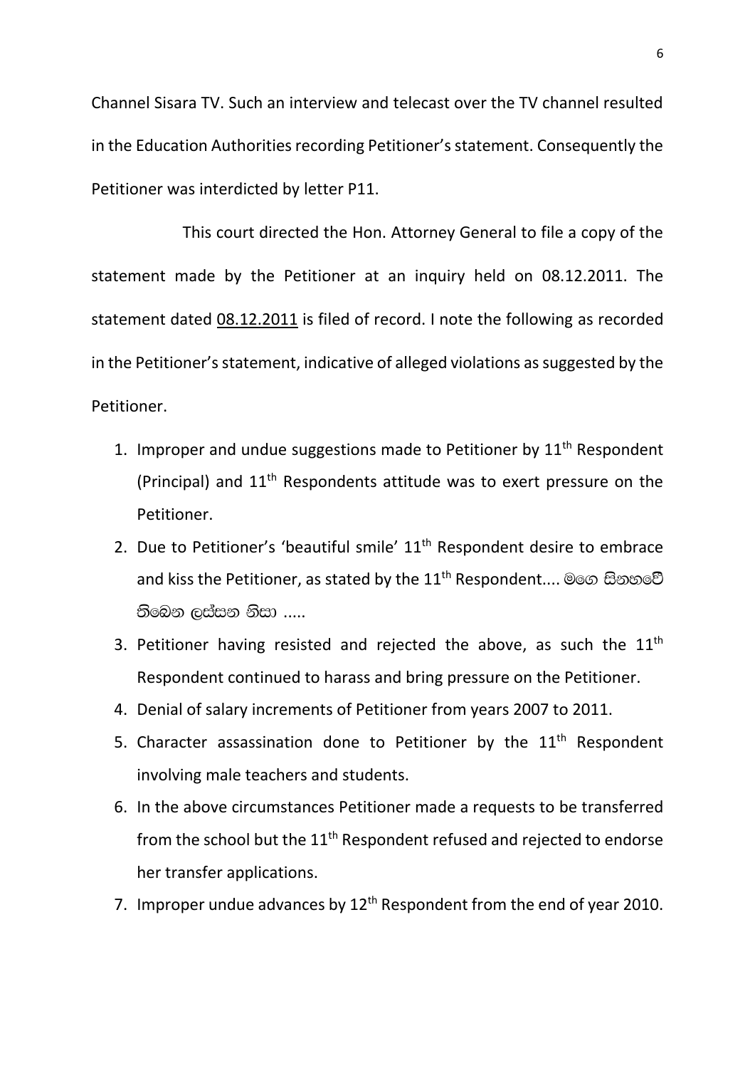Channel Sisara TV. Such an interview and telecast over the TV channel resulted in the Education Authorities recording Petitioner's statement. Consequently the Petitioner was interdicted by letter P11.

This court directed the Hon. Attorney General to file a copy of the statement made by the Petitioner at an inquiry held on 08.12.2011. The statement dated 08.12.2011 is filed of record. I note the following as recorded in the Petitioner's statement, indicative of alleged violations as suggested by the Petitioner.

1. Improper and undue suggestions made to Petitioner by 11th Respondent (Principal) and 11th Respondents attitude was to exert pressure on the Petitioner.
2. Due to Petitioner's 'beautiful smile' 11th Respondent desire to embrace and kiss the Petitioner, as stated by the 11th Respondent.... මගෙ සිනහවේ තිබෙන ලස්සන නිසා .....
3. Petitioner having resisted and rejected the above, as such the 11th Respondent continued to harass and bring pressure on the Petitioner.
4. Denial of salary increments of Petitioner from years 2007 to 2011.
5. Character assassination done to Petitioner by the 11th Respondent involving male teachers and students.
6. In the above circumstances Petitioner made a requests to be transferred from the school but the 11th Respondent refused and rejected to endorse her transfer applications.
7. Improper undue advances by 12th Respondent from the end of year 2010.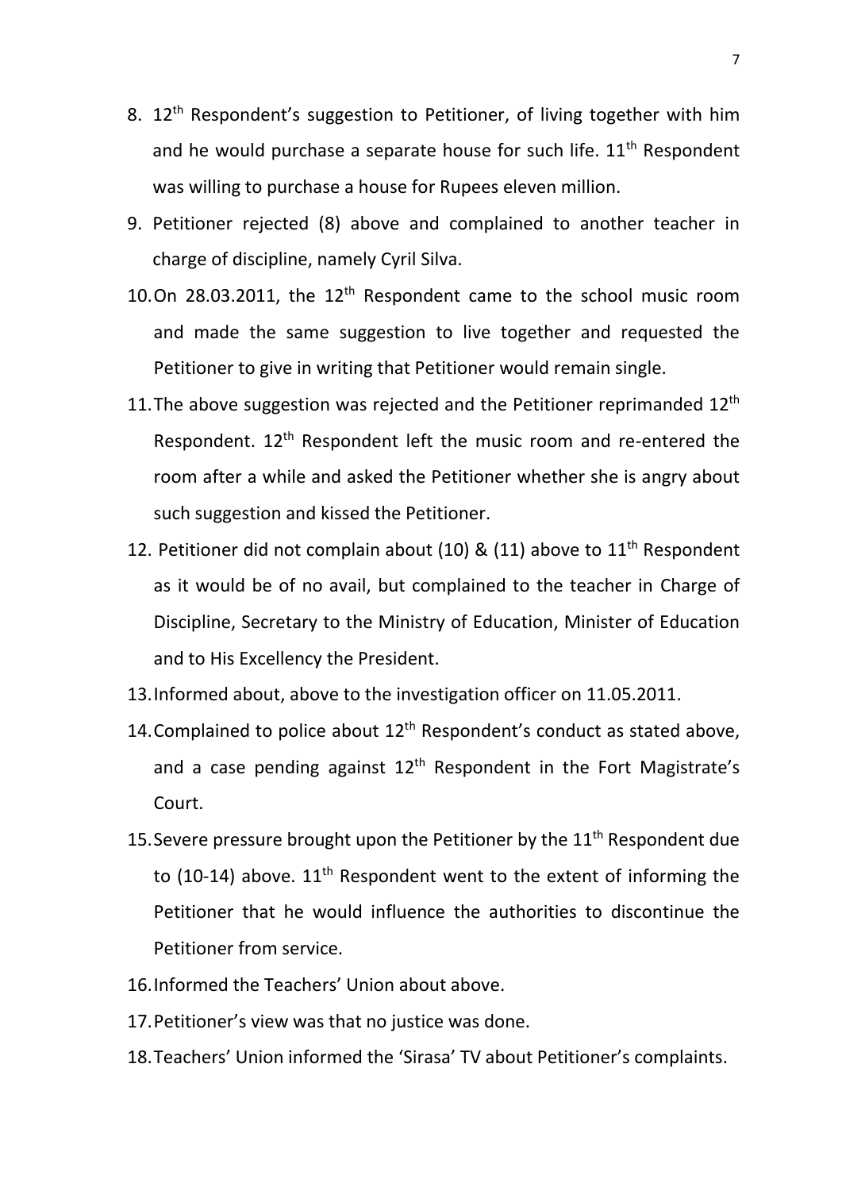8. 12th Respondent's suggestion to Petitioner, of living together with him and he would purchase a separate house for such life. 11th Respondent was willing to purchase a house for Rupees eleven million.
9. Petitioner rejected (8) above and complained to another teacher in charge of discipline, namely Cyril Silva.
10. On 28.03.2011, the 12th Respondent came to the school music room and made the same suggestion to live together and requested the Petitioner to give in writing that Petitioner would remain single.
11. The above suggestion was rejected and the Petitioner reprimanded 12th Respondent. 12th Respondent left the music room and re-entered the room after a while and asked the Petitioner whether she is angry about such suggestion and kissed the Petitioner.
12. Petitioner did not complain about (10) & (11) above to 11th Respondent as it would be of no avail, but complained to the teacher in Charge of Discipline, Secretary to the Ministry of Education, Minister of Education and to His Excellency the President.
13. Informed about, above to the investigation officer on 11.05.2011.
14. Complained to police about 12th Respondent's conduct as stated above, and a case pending against 12th Respondent in the Fort Magistrate's Court.
15. Severe pressure brought upon the Petitioner by the 11th Respondent due to (10-14) above. 11th Respondent went to the extent of informing the Petitioner that he would influence the authorities to discontinue the Petitioner from service.
16. Informed the Teachers' Union about above.
17. Petitioner's view was that no justice was done.
18. Teachers' Union informed the 'Sirasa' TV about Petitioner's complaints.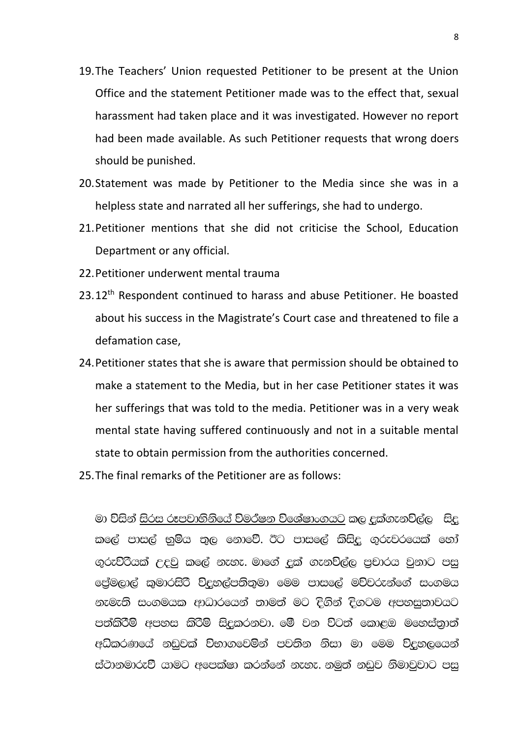19. The Teachers' Union requested Petitioner to be present at the Union Office and the statement Petitioner made was to the effect that, sexual harassment had taken place and it was investigated. However no report had been made available. As such Petitioner requests that wrong doers should be punished.
20. Statement was made by Petitioner to the Media since she was in a helpless state and narrated all her sufferings, she had to undergo.
21. Petitioner mentions that she did not criticise the School, Education Department or any official.
22. Petitioner underwent mental trauma
23. 12th Respondent continued to harass and abuse Petitioner. He boasted about his success in the Magistrate's Court case and threatened to file a defamation case,
24. Petitioner states that she is aware that permission should be obtained to make a statement to the Media, but in her case Petitioner states it was her sufferings that was told to the media. Petitioner was in a very weak mental state having suffered continuously and not in a suitable mental state to obtain permission from the authorities concerned.
25. The final remarks of the Petitioner are as follows:

මා විසින් <u>සිරස රූපවාහිනියේ විමර්ශන විශේෂාංගයට</u> කල දුක්ගැනවිල්ල සිදු කලේ පාසල් භූමිය තුල නොවේ. ඊට පාසලේ කිසිදු ගුරුවරයෙක් හෝ ගුරුවරියක් උදවු කලේ නැහැ. මාගේ දුක් ගැනවිල්ල ප්‍රචාරය වුනාට පසු ප්‍රේමලාල් කුමාරසිරි විදුහල්පතිතුමා මෙම පාසලේ මව්වරුන්ගේ සංගමය නැමැති සංගමයක ආධාරයෙන් තාමත් මට දිගින් දිගටම අපහසුතාවයට පත්කිරීම් අපහස කිරීම් සිදුකරනවා. මේ වන විටත් කොළඹ මහෙස්ත්‍රාත් අධිකරණයේ නඩුවක් විභාගවෙමින් පවතින නිසා මා මෙම විදුහලයෙන් ස්ථානමාරුවී යාමට අපෙක්ෂා කරන්නේ නැහැ. නමුත් නඩුව නිමාවුවාට පසු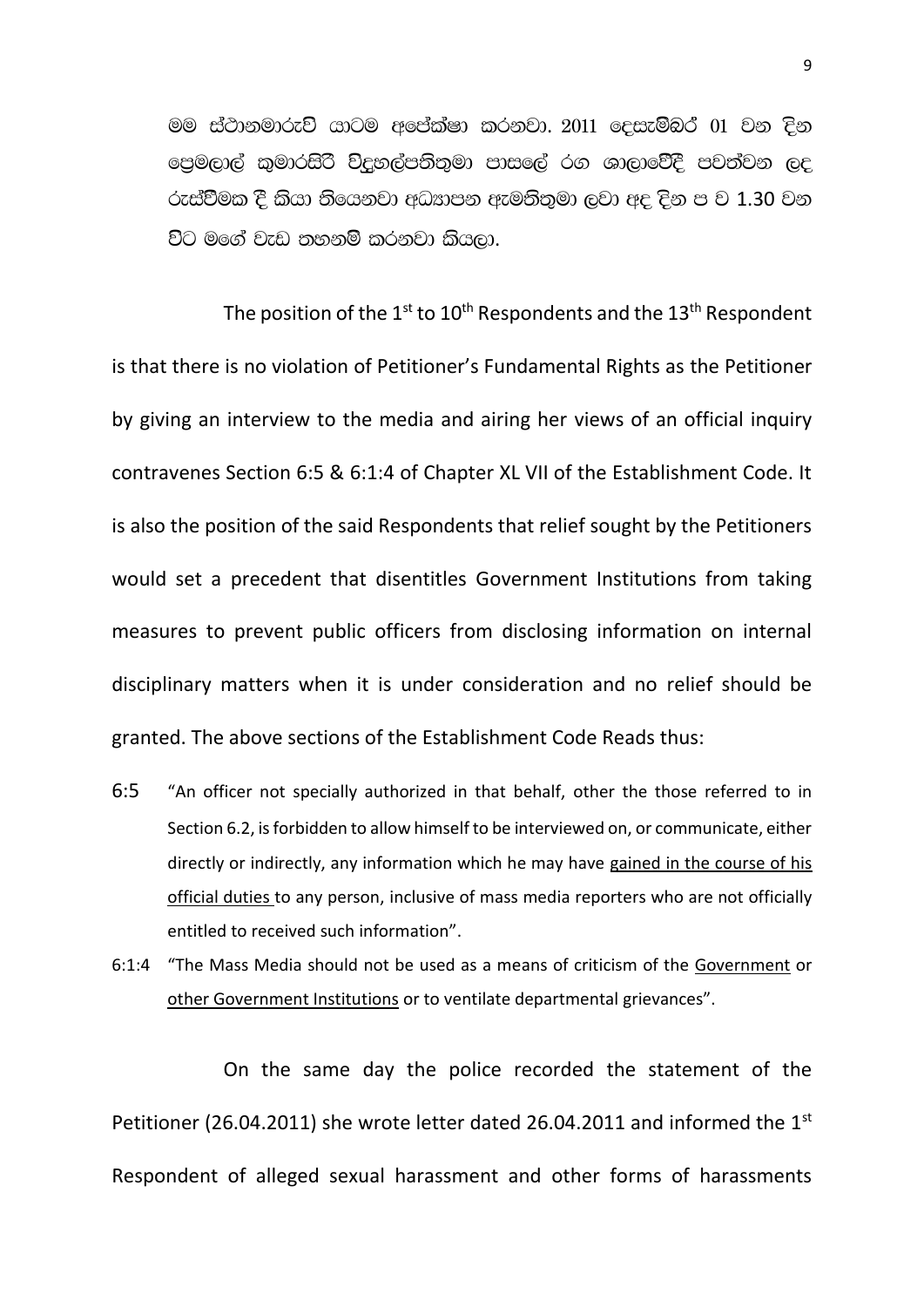මම ස්ථානමාරුව යාටම අපේක්ෂා කරනවා. 2011 දෙසැම්බර් 01 වන දින ප්‍රෙමලාල් කුමාරසිරි විදුහල්පතිතුමා පාසලේ රග ශාලාවේදී පවත්වන ලද රැස්වීමක දී කියා තියෙනවා අධ්‍යාපන ඇමතිතුමා ලවා අද දින ප ව 1.30 වන විට මගේ වැඩ තහනම් කරනවා කියලා.

The position of the 1st to 10th Respondents and the 13th Respondent is that there is no violation of Petitioner's Fundamental Rights as the Petitioner by giving an interview to the media and airing her views of an official inquiry contravenes Section 6:5 & 6:1:4 of Chapter XL VII of the Establishment Code. It is also the position of the said Respondents that relief sought by the Petitioners would set a precedent that disentitles Government Institutions from taking measures to prevent public officers from disclosing information on internal disciplinary matters when it is under consideration and no relief should be granted. The above sections of the Establishment Code Reads thus:

6:5 "An officer not specially authorized in that behalf, other the those referred to in Section 6.2, is forbidden to allow himself to be interviewed on, or communicate, either directly or indirectly, any information which he may have <u>gained in the course of his official duties</u> to any person, inclusive of mass media reporters who are not officially entitled to received such information".

6:1:4 "The Mass Media should not be used as a means of criticism of the <u>Government</u> or <u>other Government Institutions</u> or to ventilate departmental grievances".

On the same day the police recorded the statement of the Petitioner (26.04.2011) she wrote letter dated 26.04.2011 and informed the 1st Respondent of alleged sexual harassment and other forms of harassments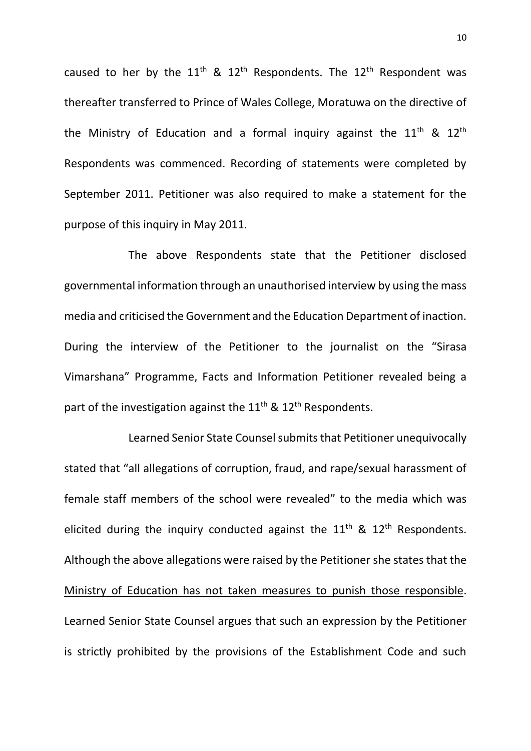caused to her by the 11th & 12th Respondents. The 12th Respondent was thereafter transferred to Prince of Wales College, Moratuwa on the directive of the Ministry of Education and a formal inquiry against the 11th & 12th Respondents was commenced. Recording of statements were completed by September 2011. Petitioner was also required to make a statement for the purpose of this inquiry in May 2011.

The above Respondents state that the Petitioner disclosed governmental information through an unauthorised interview by using the mass media and criticised the Government and the Education Department of inaction. During the interview of the Petitioner to the journalist on the "Sirasa Vimarshana" Programme, Facts and Information Petitioner revealed being a part of the investigation against the 11th & 12th Respondents.

Learned Senior State Counsel submits that Petitioner unequivocally stated that "all allegations of corruption, fraud, and rape/sexual harassment of female staff members of the school were revealed" to the media which was elicited during the inquiry conducted against the 11th & 12th Respondents. Although the above allegations were raised by the Petitioner she states that the <u>Ministry of Education has not taken measures to punish those responsible</u>. Learned Senior State Counsel argues that such an expression by the Petitioner is strictly prohibited by the provisions of the Establishment Code and such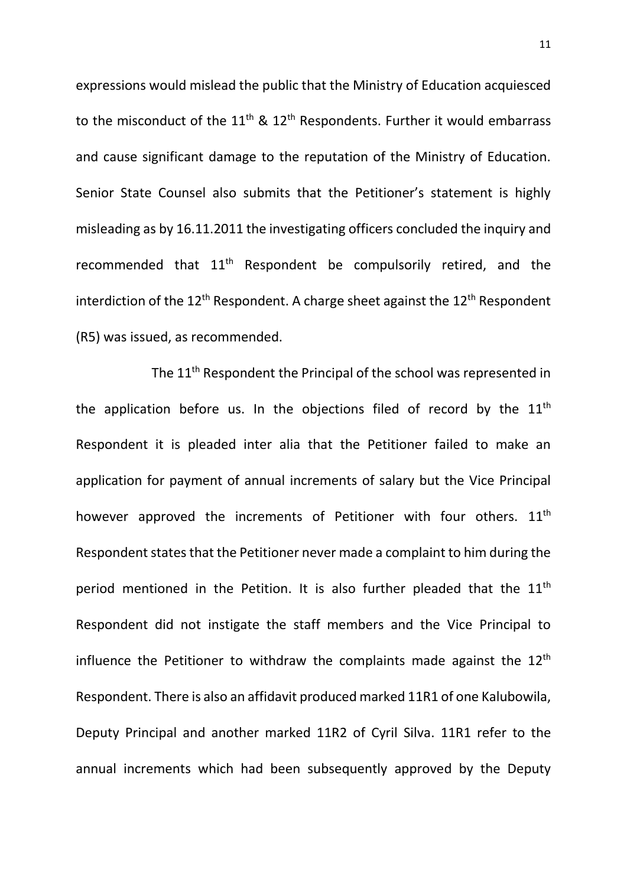expressions would mislead the public that the Ministry of Education acquiesced to the misconduct of the 11th & 12th Respondents. Further it would embarrass and cause significant damage to the reputation of the Ministry of Education. Senior State Counsel also submits that the Petitioner's statement is highly misleading as by 16.11.2011 the investigating officers concluded the inquiry and recommended that 11th Respondent be compulsorily retired, and the interdiction of the 12th Respondent. A charge sheet against the 12th Respondent (R5) was issued, as recommended.

The 11th Respondent the Principal of the school was represented in the application before us. In the objections filed of record by the 11th Respondent it is pleaded inter alia that the Petitioner failed to make an application for payment of annual increments of salary but the Vice Principal however approved the increments of Petitioner with four others. 11th Respondent states that the Petitioner never made a complaint to him during the period mentioned in the Petition. It is also further pleaded that the 11th Respondent did not instigate the staff members and the Vice Principal to influence the Petitioner to withdraw the complaints made against the 12th Respondent. There is also an affidavit produced marked 11R1 of one Kalubowila, Deputy Principal and another marked 11R2 of Cyril Silva. 11R1 refer to the annual increments which had been subsequently approved by the Deputy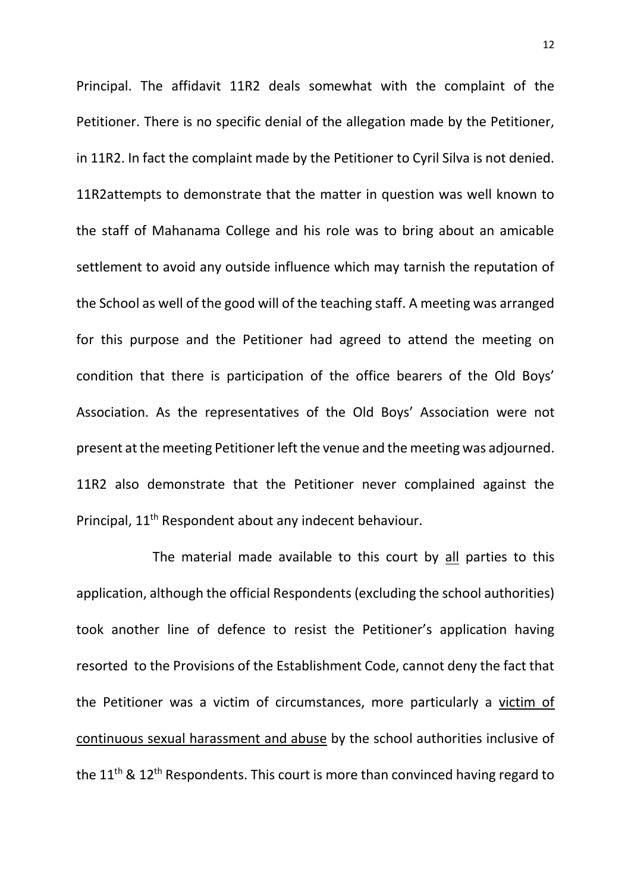Principal. The affidavit 11R2 deals somewhat with the complaint of the Petitioner. There is no specific denial of the allegation made by the Petitioner, in 11R2. In fact the complaint made by the Petitioner to Cyril Silva is not denied. 11R2attempts to demonstrate that the matter in question was well known to the staff of Mahanama College and his role was to bring about an amicable settlement to avoid any outside influence which may tarnish the reputation of the School as well of the good will of the teaching staff. A meeting was arranged for this purpose and the Petitioner had agreed to attend the meeting on condition that there is participation of the office bearers of the Old Boys' Association. As the representatives of the Old Boys' Association were not present at the meeting Petitioner left the venue and the meeting was adjourned. 11R2 also demonstrate that the Petitioner never complained against the Principal, 11th Respondent about any indecent behaviour.

The material made available to this court by <u>all</u> parties to this application, although the official Respondents (excluding the school authorities) took another line of defence to resist the Petitioner's application having resorted to the Provisions of the Establishment Code, cannot deny the fact that the Petitioner was a victim of circumstances, more particularly a <u>victim of continuous sexual harassment and abuse</u> by the school authorities inclusive of the 11th & 12th Respondents. This court is more than convinced having regard to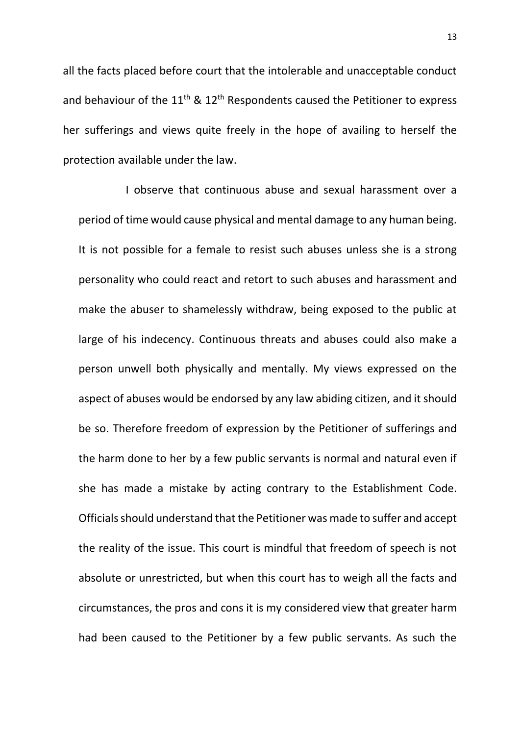all the facts placed before court that the intolerable and unacceptable conduct and behaviour of the 11th & 12th Respondents caused the Petitioner to express her sufferings and views quite freely in the hope of availing to herself the protection available under the law.

I observe that continuous abuse and sexual harassment over a period of time would cause physical and mental damage to any human being. It is not possible for a female to resist such abuses unless she is a strong personality who could react and retort to such abuses and harassment and make the abuser to shamelessly withdraw, being exposed to the public at large of his indecency. Continuous threats and abuses could also make a person unwell both physically and mentally. My views expressed on the aspect of abuses would be endorsed by any law abiding citizen, and it should be so. Therefore freedom of expression by the Petitioner of sufferings and the harm done to her by a few public servants is normal and natural even if she has made a mistake by acting contrary to the Establishment Code. Officials should understand that the Petitioner was made to suffer and accept the reality of the issue. This court is mindful that freedom of speech is not absolute or unrestricted, but when this court has to weigh all the facts and circumstances, the pros and cons it is my considered view that greater harm had been caused to the Petitioner by a few public servants. As such the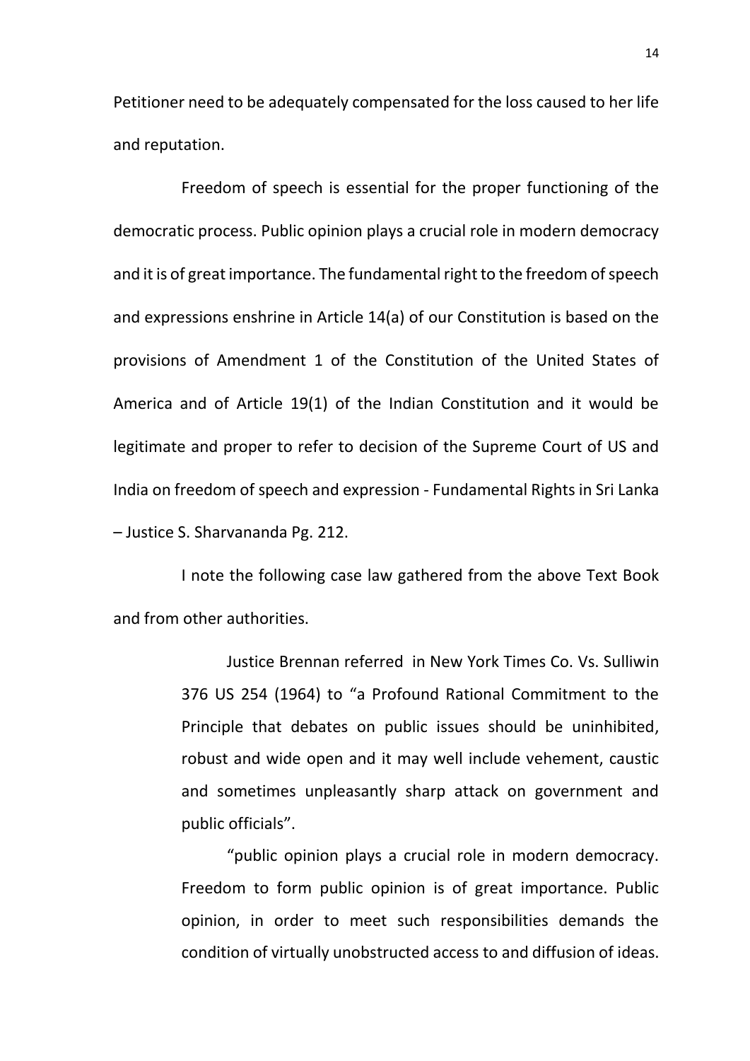Petitioner need to be adequately compensated for the loss caused to her life and reputation.

Freedom of speech is essential for the proper functioning of the democratic process. Public opinion plays a crucial role in modern democracy and it is of great importance. The fundamental right to the freedom of speech and expressions enshrine in Article 14(a) of our Constitution is based on the provisions of Amendment 1 of the Constitution of the United States of America and of Article 19(1) of the Indian Constitution and it would be legitimate and proper to refer to decision of the Supreme Court of US and India on freedom of speech and expression - Fundamental Rights in Sri Lanka – Justice S. Sharvananda Pg. 212.

I note the following case law gathered from the above Text Book and from other authorities.

> Justice Brennan referred in New York Times Co. Vs. Sulliwin 376 US 254 (1964) to "a Profound Rational Commitment to the Principle that debates on public issues should be uninhibited, robust and wide open and it may well include vehement, caustic and sometimes unpleasantly sharp attack on government and public officials".
>
> "public opinion plays a crucial role in modern democracy. Freedom to form public opinion is of great importance. Public opinion, in order to meet such responsibilities demands the condition of virtually unobstructed access to and diffusion of ideas.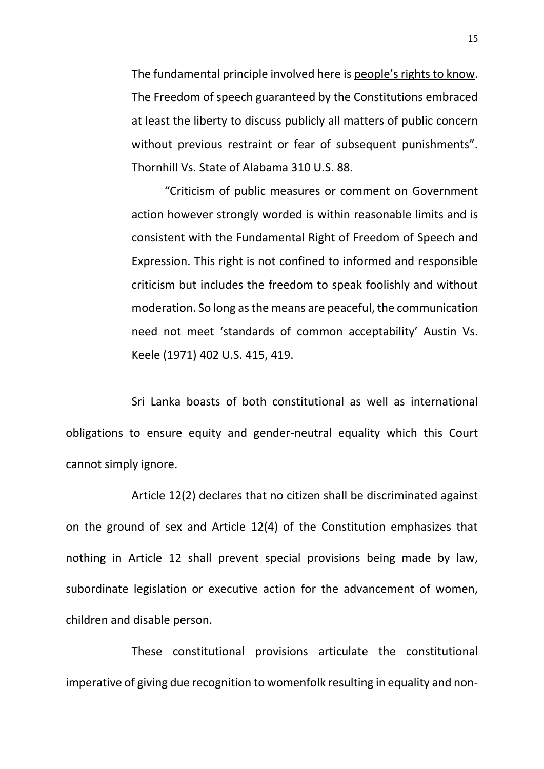The fundamental principle involved here is <u>people's rights to know</u>. The Freedom of speech guaranteed by the Constitutions embraced at least the liberty to discuss publicly all matters of public concern without previous restraint or fear of subsequent punishments". Thornhill Vs. State of Alabama 310 U.S. 88.

"Criticism of public measures or comment on Government action however strongly worded is within reasonable limits and is consistent with the Fundamental Right of Freedom of Speech and Expression. This right is not confined to informed and responsible criticism but includes the freedom to speak foolishly and without moderation. So long as the <u>means are peaceful</u>, the communication need not meet 'standards of common acceptability' Austin Vs. Keele (1971) 402 U.S. 415, 419.

Sri Lanka boasts of both constitutional as well as international obligations to ensure equity and gender-neutral equality which this Court cannot simply ignore.

Article 12(2) declares that no citizen shall be discriminated against on the ground of sex and Article 12(4) of the Constitution emphasizes that nothing in Article 12 shall prevent special provisions being made by law, subordinate legislation or executive action for the advancement of women, children and disable person.

These constitutional provisions articulate the constitutional imperative of giving due recognition to womenfolk resulting in equality and non-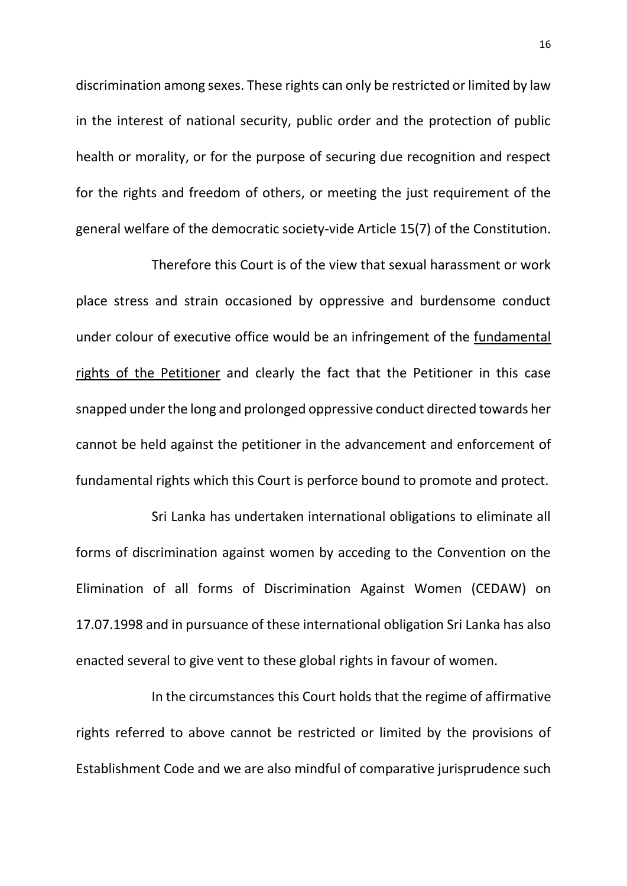discrimination among sexes. These rights can only be restricted or limited by law in the interest of national security, public order and the protection of public health or morality, or for the purpose of securing due recognition and respect for the rights and freedom of others, or meeting the just requirement of the general welfare of the democratic society-vide Article 15(7) of the Constitution.

Therefore this Court is of the view that sexual harassment or work place stress and strain occasioned by oppressive and burdensome conduct under colour of executive office would be an infringement of the fundamental rights of the Petitioner and clearly the fact that the Petitioner in this case snapped under the long and prolonged oppressive conduct directed towards her cannot be held against the petitioner in the advancement and enforcement of fundamental rights which this Court is perforce bound to promote and protect.

Sri Lanka has undertaken international obligations to eliminate all forms of discrimination against women by acceding to the Convention on the Elimination of all forms of Discrimination Against Women (CEDAW) on 17.07.1998 and in pursuance of these international obligation Sri Lanka has also enacted several to give vent to these global rights in favour of women.

In the circumstances this Court holds that the regime of affirmative rights referred to above cannot be restricted or limited by the provisions of Establishment Code and we are also mindful of comparative jurisprudence such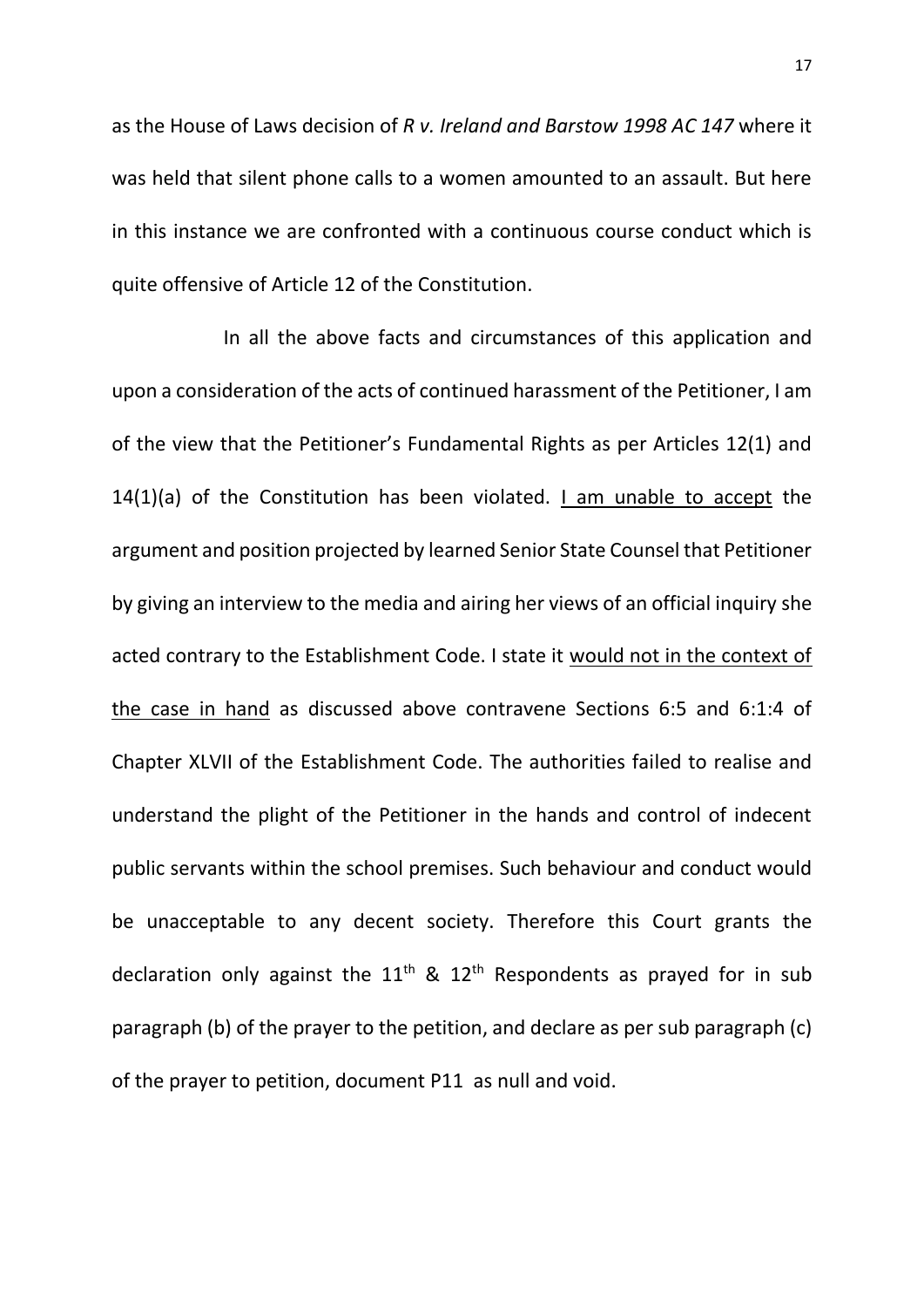as the House of Laws decision of *R v. Ireland and Barstow 1998 AC 147* where it was held that silent phone calls to a women amounted to an assault. But here in this instance we are confronted with a continuous course conduct which is quite offensive of Article 12 of the Constitution.

In all the above facts and circumstances of this application and upon a consideration of the acts of continued harassment of the Petitioner, I am of the view that the Petitioner's Fundamental Rights as per Articles 12(1) and 14(1)(a) of the Constitution has been violated. <u>I am unable to accept</u> the argument and position projected by learned Senior State Counsel that Petitioner by giving an interview to the media and airing her views of an official inquiry she acted contrary to the Establishment Code. I state it <u>would not in the context of the case in hand</u> as discussed above contravene Sections 6:5 and 6:1:4 of Chapter XLVII of the Establishment Code. The authorities failed to realise and understand the plight of the Petitioner in the hands and control of indecent public servants within the school premises. Such behaviour and conduct would be unacceptable to any decent society. Therefore this Court grants the declaration only against the 11th & 12th Respondents as prayed for in sub paragraph (b) of the prayer to the petition, and declare as per sub paragraph (c) of the prayer to petition, document P11 as null and void.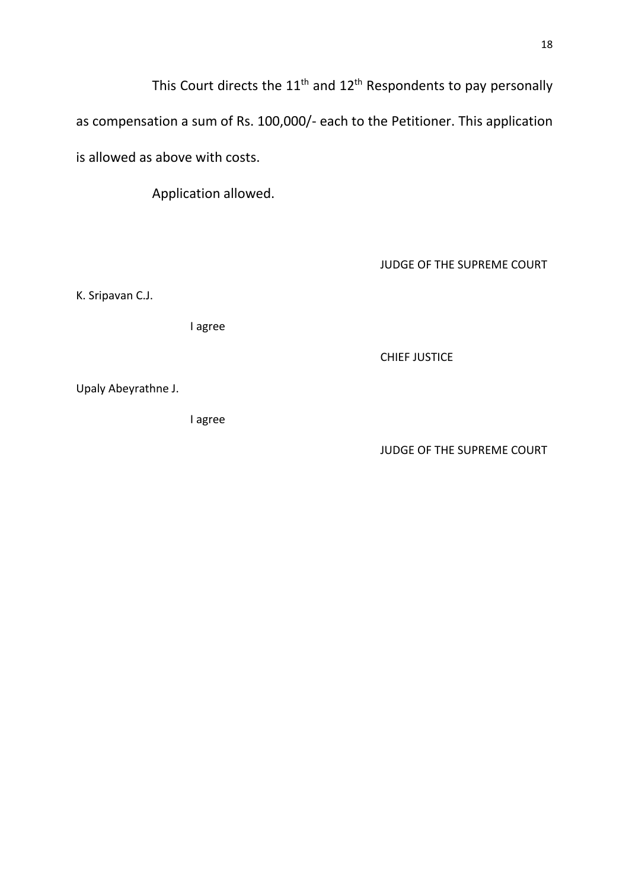This Court directs the 11th and 12th Respondents to pay personally as compensation a sum of Rs. 100,000/- each to the Petitioner. This application is allowed as above with costs.

Application allowed.

JUDGE OF THE SUPREME COURT

K. Sripavan C.J.

I agree

CHIEF JUSTICE

Upaly Abeyrathne J.

I agree

JUDGE OF THE SUPREME COURT